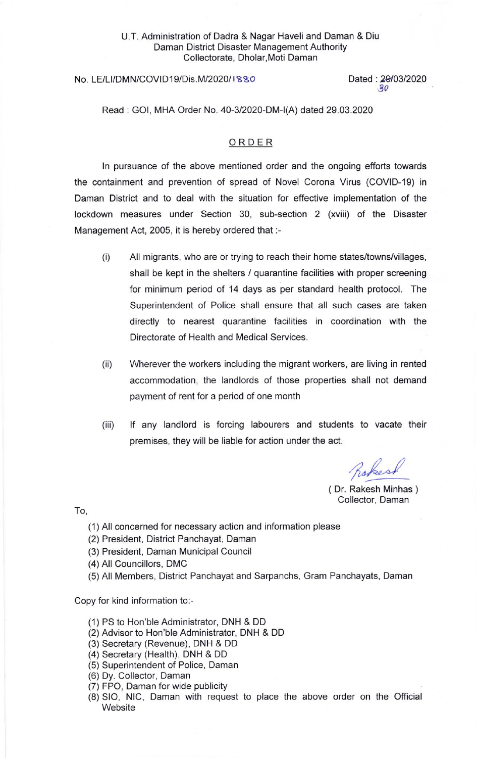U.T. Administration of Dadra & Nagar Haveli and Daman & Diu
Daman District Disaster Management Authority
Collectorate, Dholar,Moti Daman

No. LE/LI/DMN/COVID19/Dis.M/2020/1880

Dated : ~~29~~/03/2020 30

Read : GOI, MHA Order No. 40-3/2020-DM-I(A) dated 29.03.2020

## ORDER

In pursuance of the above mentioned order and the ongoing efforts towards the containment and prevention of spread of Novel Corona Virus (COVID-19) in Daman District and to deal with the situation for effective implementation of the lockdown measures under Section 30, sub-section 2 (xviii) of the Disaster Management Act, 2005, it is hereby ordered that :-

(i) All migrants, who are or trying to reach their home states/towns/villages, shall be kept in the shelters / quarantine facilities with proper screening for minimum period of 14 days as per standard health protocol. The Superintendent of Police shall ensure that all such cases are taken directly to nearest quarantine facilities in coordination with the Directorate of Health and Medical Services.

(ii) Wherever the workers including the migrant workers, are living in rented accommodation, the landlords of those properties shall not demand payment of rent for a period of one month

(iii) If any landlord is forcing labourers and students to vacate their premises, they will be liable for action under the act.

( Dr. Rakesh Minhas )
Collector, Daman

To,

(1) All concerned for necessary action and information please
(2) President, District Panchayat, Daman
(3) President, Daman Municipal Council
(4) All Councillors, DMC
(5) All Members, District Panchayat and Sarpanchs, Gram Panchayats, Daman

Copy for kind information to:-

(1) PS to Hon'ble Administrator, DNH & DD
(2) Advisor to Hon'ble Administrator, DNH & DD
(3) Secretary (Revenue), DNH & DD
(4) Secretary (Health), DNH & DD
(5) Superintendent of Police, Daman
(6) Dy. Collector, Daman
(7) FPO, Daman for wide publicity
(8) SIO, NIC, Daman with request to place the above order on the Official Website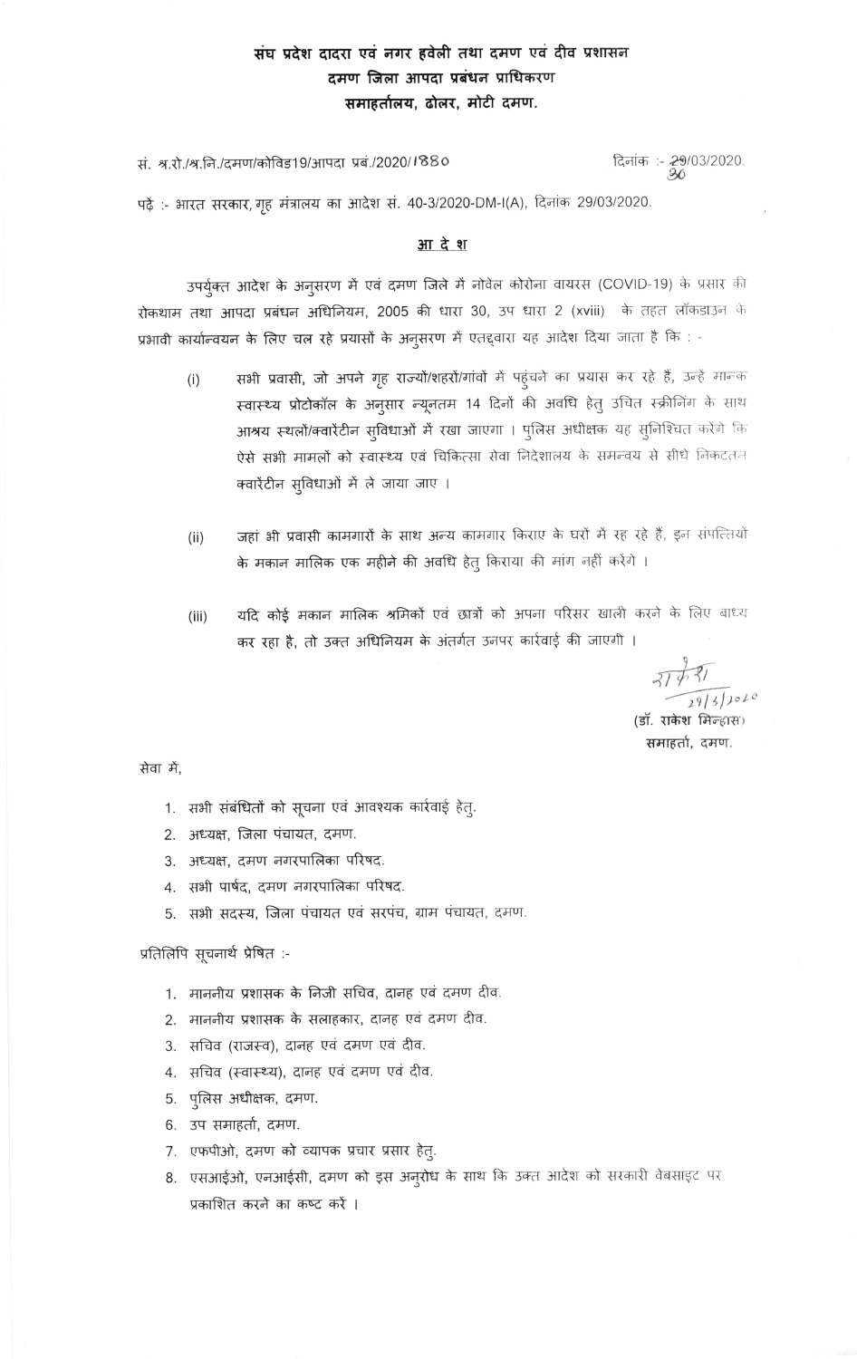# संघ प्रदेश दादरा एवं नगर हवेली तथा दमण एवं दीव प्रशासन
## दमण जिला आपदा प्रबंधन प्राधिकरण
### समाहर्तालय, ढोलर, मोटी दमण.

सं. श्र.रो./श्र.नि./दमण/कोविड19/आपदा प्रबं./2020/1880

दिनांक :- ~~29~~ 30/03/2020.

पढ़े :- भारत सरकार, गृह मंत्रालय का आदेश सं. 40-3/2020-DM-I(A), दिनांक 29/03/2020.

## आ दे श

उपर्युक्त आदेश के अनुसरण में एवं दमण जिले में नोवेल कोरोना वायरस (COVID-19) के प्रसार की रोकथाम तथा आपदा प्रबंधन अधिनियम, 2005 की धारा 30, उप धारा 2 (xviii) के तहत लॉकडाउन के प्रभावी कार्यान्वयन के लिए चल रहे प्रयासों के अनुसरण में एतद्वारा यह आदेश दिया जाता है कि : -

(i) सभी प्रवासी, जो अपने गृह राज्यों/शहरों/गांवों में पहुंचने का प्रयास कर रहे हैं, उन्हें मानक स्वास्थ्य प्रोटोकॉल के अनुसार न्यूनतम 14 दिनों की अवधि हेतु उचित स्क्रीनिंग के साथ आश्रय स्थलों/क्वारेंटीन सुविधाओं में रखा जाएगा । पुलिस अधीक्षक यह सुनिश्चित करेंगे कि ऐसे सभी मामलों को स्वास्थ्य एवं चिकित्सा सेवा निदेशालय के समन्वय से सीधे निकटतम क्वारेंटीन सुविधाओं में ले जाया जाए ।

(ii) जहां भी प्रवासी कामगारों के साथ अन्य कामगार किराए के घरों में रह रहे हैं, इन संपत्तियों के मकान मालिक एक महीने की अवधि हेतु किराया की मांग नहीं करेंगे ।

(iii) यदि कोई मकान मालिक श्रमिकों एवं छात्रों को अपना परिसर खाली करने के लिए बाध्य कर रहा है, तो उक्त अधिनियम के अंतर्गत उनपर कार्रवाई की जाएगी ।

राकेश
29/3/2020
(डॉ. राकेश मिन्हास)
समाहर्ता, दमण.

सेवा में,

1. सभी संबंधितों को सूचना एवं आवश्यक कार्रवाई हेतु.
2. अध्यक्ष, जिला पंचायत, दमण.
3. अध्यक्ष, दमण नगरपालिका परिषद.
4. सभी पार्षद, दमण नगरपालिका परिषद.
5. सभी सदस्य, जिला पंचायत एवं सरपंच, ग्राम पंचायत, दमण.

प्रतिलिपि सूचनार्थ प्रेषित :-

1. माननीय प्रशासक के निजी सचिव, दानह एवं दमण दीव.
2. माननीय प्रशासक के सलाहकार, दानह एवं दमण दीव.
3. सचिव (राजस्व), दानह एवं दमण एवं दीव.
4. सचिव (स्वास्थ्य), दानह एवं दमण एवं दीव.
5. पुलिस अधीक्षक, दमण.
6. उप समाहर्ता, दमण.
7. एफपीओ, दमण को व्यापक प्रचार प्रसार हेतु.
8. एसआईओ, एनआईसी, दमण को इस अनुरोध के साथ कि उक्त आदेश को सरकारी वेबसाइट पर प्रकाशित करने का कष्ट करें ।